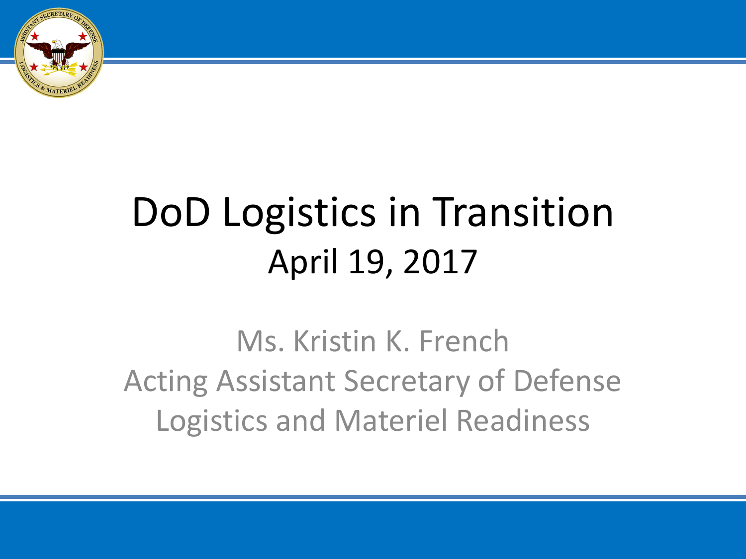# DoD Logistics in Transition

April 19, 2017

Ms. Kristin K. French
Acting Assistant Secretary of Defense
Logistics and Materiel Readiness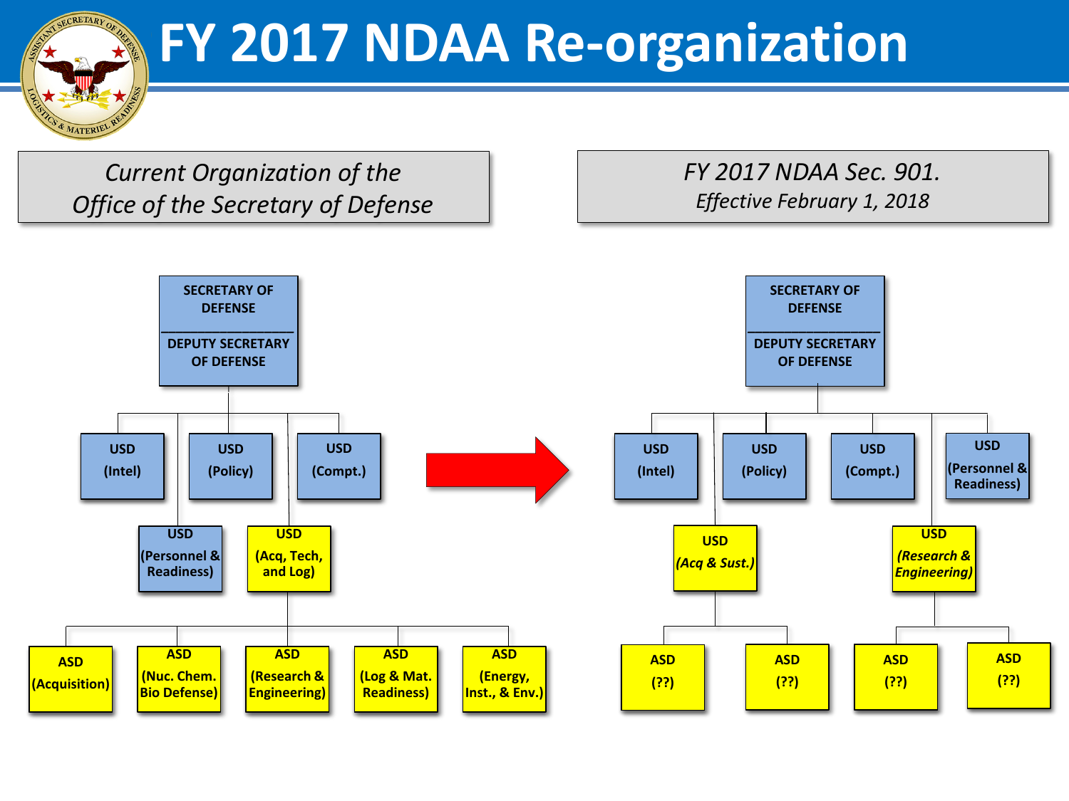# FY 2017 NDAA Re-organization

## *Current Organization of the Office of the Secretary of Defense*

- **SECRETARY OF DEFENSE / DEPUTY SECRETARY OF DEFENSE**
  - **USD (Intel)**
  - **USD (Policy)**
  - **USD (Compt.)**
  - **USD (Personnel & Readiness)**
  - **USD (Acq, Tech, and Log)**
    - **ASD (Acquisition)**
    - **ASD (Nuc. Chem. Bio Defense)**
    - **ASD (Research & Engineering)**
    - **ASD (Log & Mat. Readiness)**
    - **ASD (Energy, Inst., & Env.)**

## *FY 2017 NDAA Sec. 901.*

*Effective February 1, 2018*

- **SECRETARY OF DEFENSE / DEPUTY SECRETARY OF DEFENSE**
  - **USD (Intel)**
  - **USD (Policy)**
  - **USD (Compt.)**
  - **USD (Personnel & Readiness)**
  - **USD *(Acq & Sust.)***
    - **ASD (??)**
    - **ASD (??)**
  - **USD *(Research & Engineering)***
    - **ASD (??)**
    - **ASD (??)**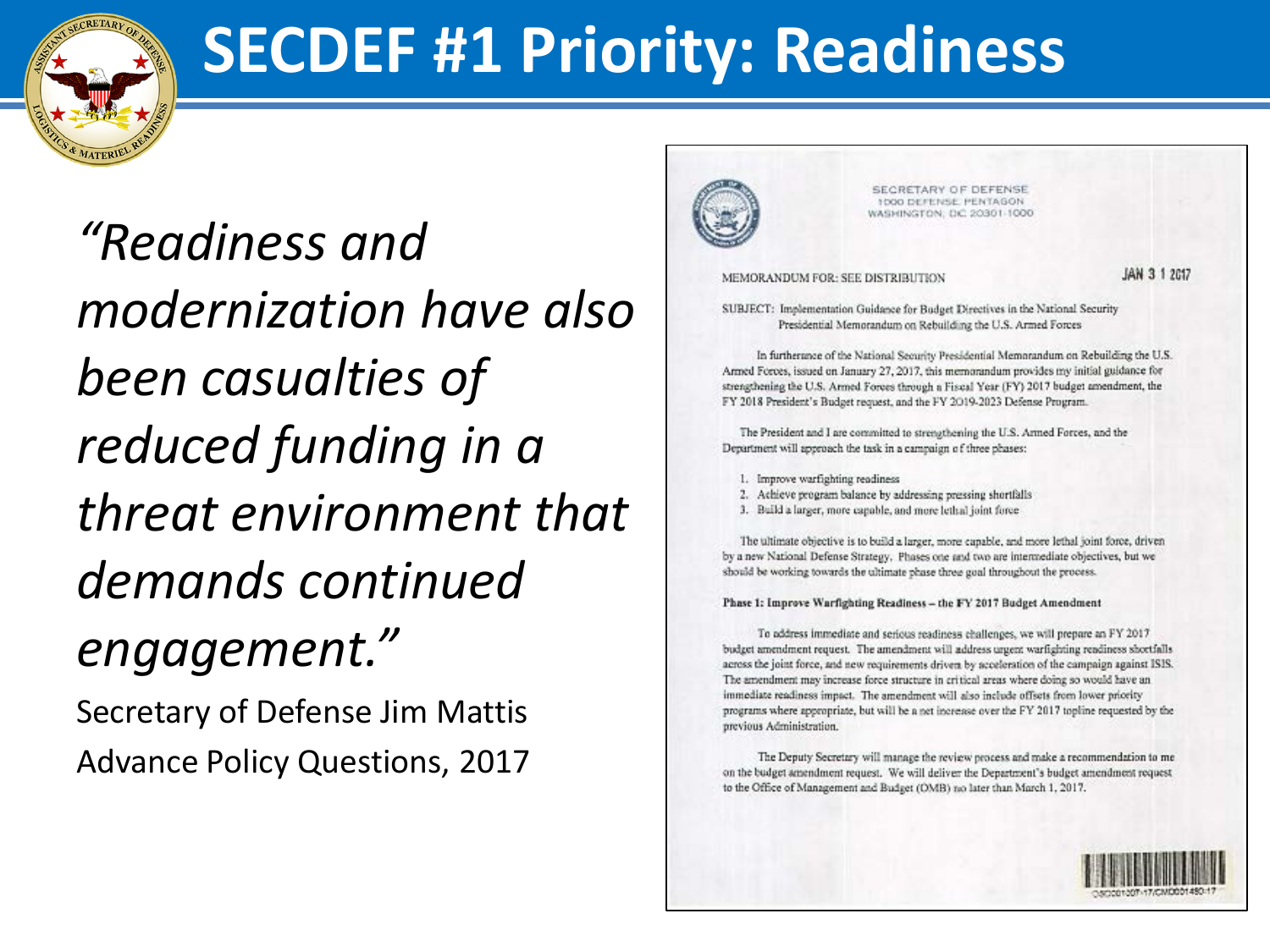# SECDEF #1 Priority: Readiness

*"Readiness and modernization have also been casualties of reduced funding in a threat environment that demands continued engagement."*

Secretary of Defense Jim Mattis

Advance Policy Questions, 2017

SECRETARY OF DEFENSE
1000 DEFENSE PENTAGON
WASHINGTON, DC 20301-1000

MEMORANDUM FOR: SEE DISTRIBUTION

JAN 3 1 2017

SUBJECT: Implementation Guidance for Budget Directives in the National Security Presidential Memorandum on Rebuilding the U.S. Armed Forces

In furtherance of the National Security Presidential Memorandum on Rebuilding the U.S. Armed Forces, issued on January 27, 2017, this memorandum provides my initial guidance for strengthening the U.S. Armed Forces through a Fiscal Year (FY) 2017 budget amendment, the FY 2018 President's Budget request, and the FY 2019-2023 Defense Program.

The President and I are committed to strengthening the U.S. Armed Forces, and the Department will approach the task in a campaign of three phases:

1. Improve warfighting readiness
2. Achieve program balance by addressing pressing shortfalls
3. Build a larger, more capable, and more lethal joint force

The ultimate objective is to build a larger, more capable, and more lethal joint force, driven by a new National Defense Strategy. Phases one and two are intermediate objectives, but we should be working towards the ultimate phase three goal throughout the process.

**Phase 1: Improve Warfighting Readiness – the FY 2017 Budget Amendment**

To address immediate and serious readiness challenges, we will prepare an FY 2017 budget amendment request. The amendment will address urgent warfighting readiness shortfalls across the joint force, and new requirements driven by acceleration of the campaign against ISIS. The amendment may increase force structure in critical areas where doing so would have an immediate readiness impact. The amendment will also include offsets from lower priority programs where appropriate, but will be a net increase over the FY 2017 topline requested by the previous Administration.

The Deputy Secretary will manage the review process and make a recommendation to me on the budget amendment request. We will deliver the Department's budget amendment request to the Office of Management and Budget (OMB) no later than March 1, 2017.

OSD001207-17/CMD001480-17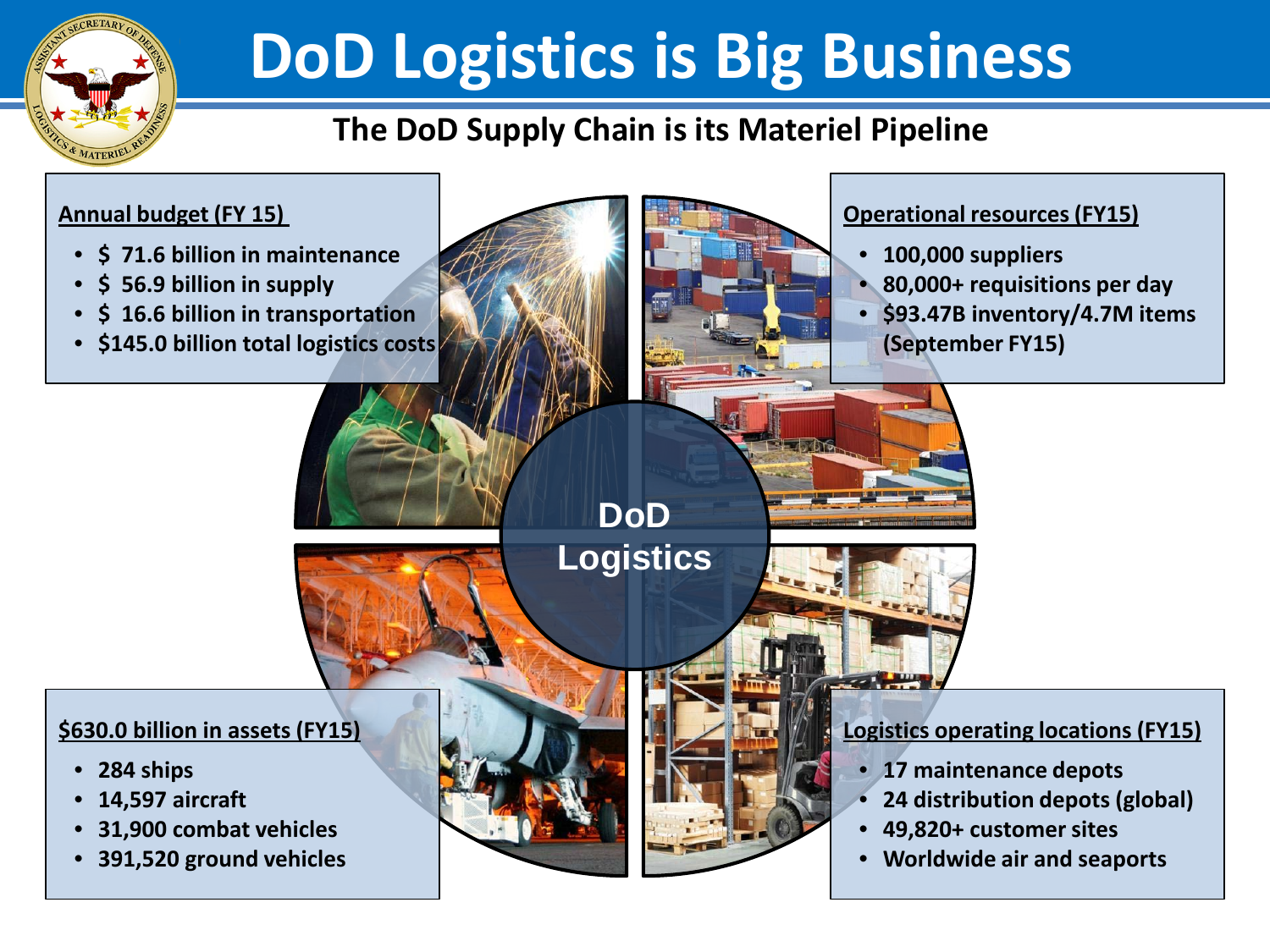# DoD Logistics is Big Business

## The DoD Supply Chain is its Materiel Pipeline

**Annual budget (FY 15)**

- $ 71.6 billion in maintenance
- $ 56.9 billion in supply
- $ 16.6 billion in transportation
- $145.0 billion total logistics costs

**Operational resources (FY15)**

- 100,000 suppliers
- 80,000+ requisitions per day
- $93.47B inventory/4.7M items (September FY15)

**DoD Logistics**

**$630.0 billion in assets (FY15)**

- 284 ships
- 14,597 aircraft
- 31,900 combat vehicles
- 391,520 ground vehicles

**Logistics operating locations (FY15)**

- 17 maintenance depots
- 24 distribution depots (global)
- 49,820+ customer sites
- Worldwide air and seaports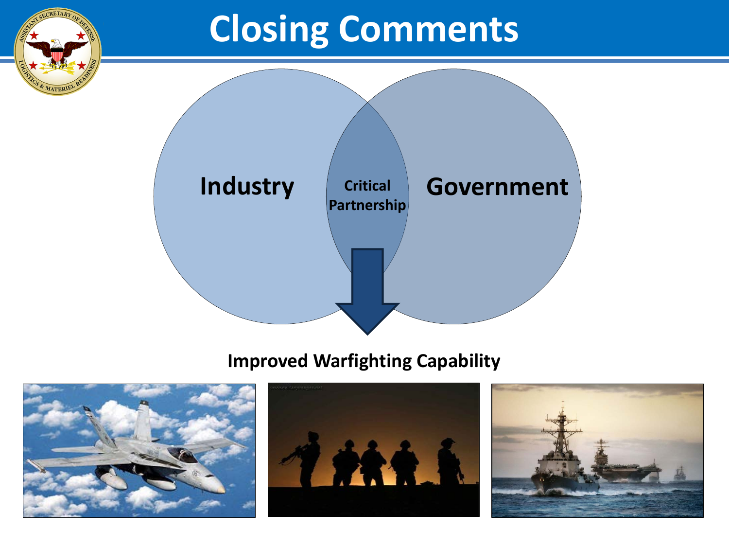# Closing Comments

Industry

Critical Partnership

Government

Improved Warfighting Capability